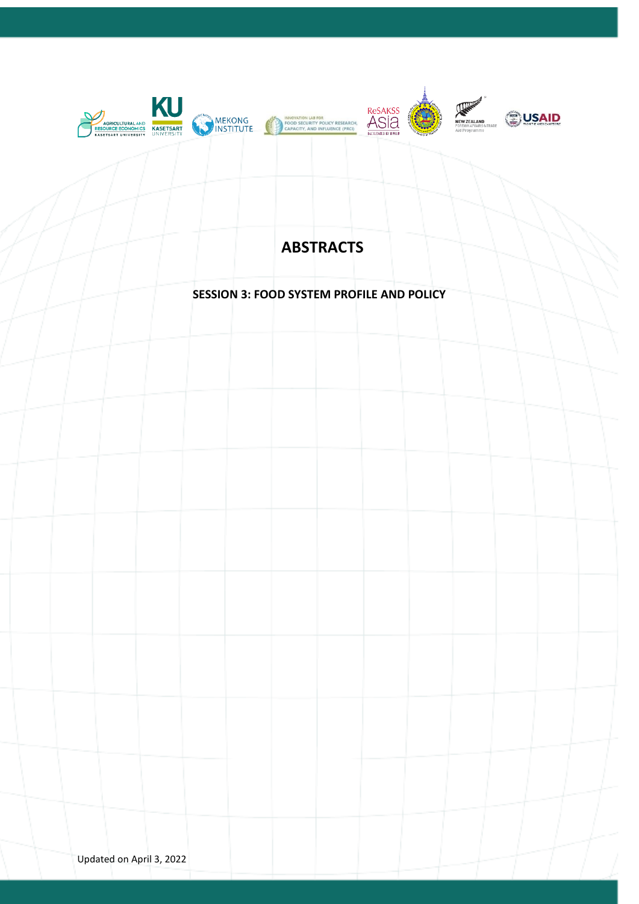# ABSTRACTS

## SESSION 3: FOOD SYSTEM PROFILE AND POLICY

Updated on April 3, 2022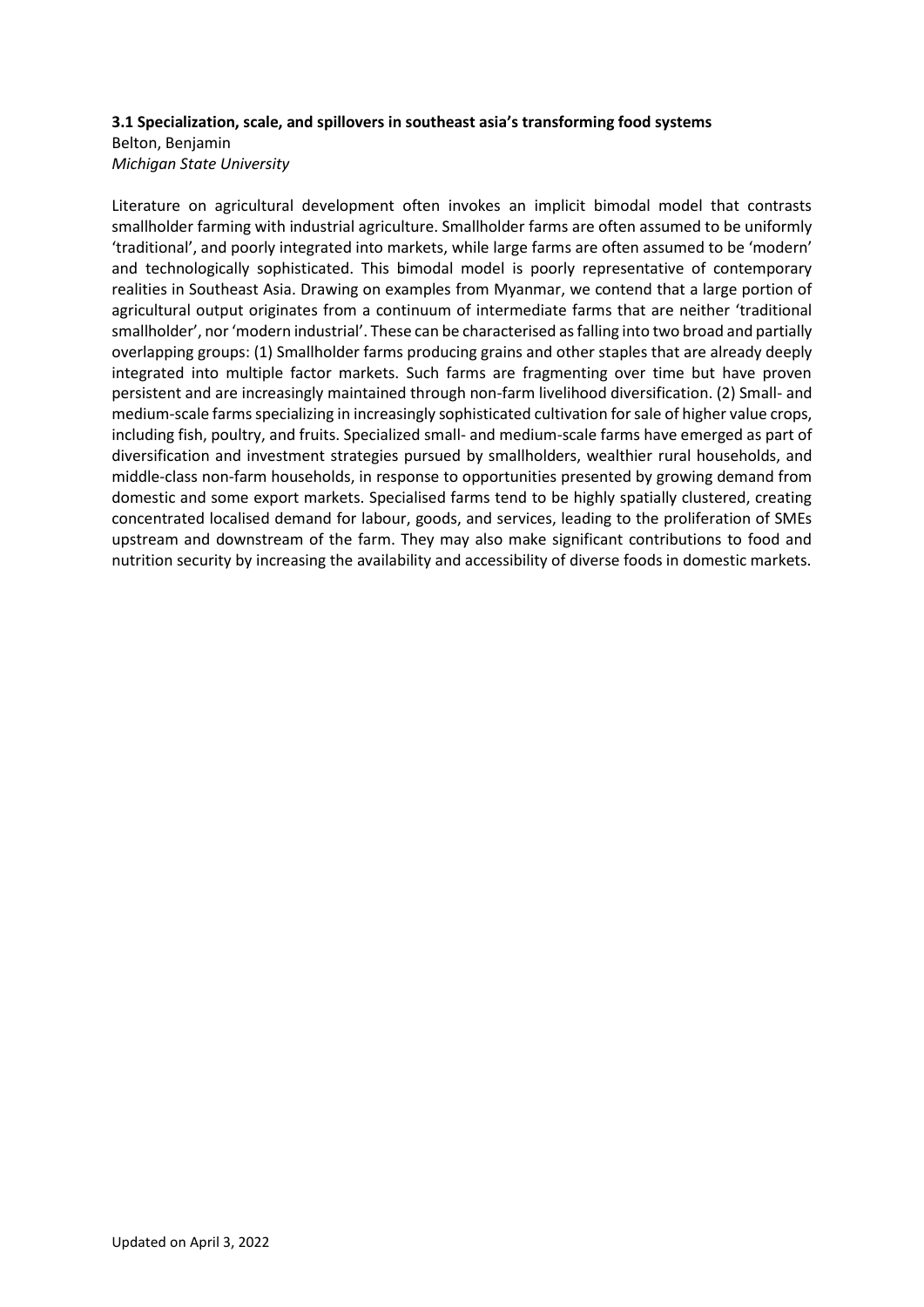### 3.1 Specialization, scale, and spillovers in southeast asia's transforming food systems

Belton, Benjamin
*Michigan State University*

Literature on agricultural development often invokes an implicit bimodal model that contrasts smallholder farming with industrial agriculture. Smallholder farms are often assumed to be uniformly 'traditional', and poorly integrated into markets, while large farms are often assumed to be 'modern' and technologically sophisticated. This bimodal model is poorly representative of contemporary realities in Southeast Asia. Drawing on examples from Myanmar, we contend that a large portion of agricultural output originates from a continuum of intermediate farms that are neither 'traditional smallholder', nor 'modern industrial'. These can be characterised as falling into two broad and partially overlapping groups: (1) Smallholder farms producing grains and other staples that are already deeply integrated into multiple factor markets. Such farms are fragmenting over time but have proven persistent and are increasingly maintained through non-farm livelihood diversification. (2) Small- and medium-scale farms specializing in increasingly sophisticated cultivation for sale of higher value crops, including fish, poultry, and fruits. Specialized small- and medium-scale farms have emerged as part of diversification and investment strategies pursued by smallholders, wealthier rural households, and middle-class non-farm households, in response to opportunities presented by growing demand from domestic and some export markets. Specialised farms tend to be highly spatially clustered, creating concentrated localised demand for labour, goods, and services, leading to the proliferation of SMEs upstream and downstream of the farm. They may also make significant contributions to food and nutrition security by increasing the availability and accessibility of diverse foods in domestic markets.

Updated on April 3, 2022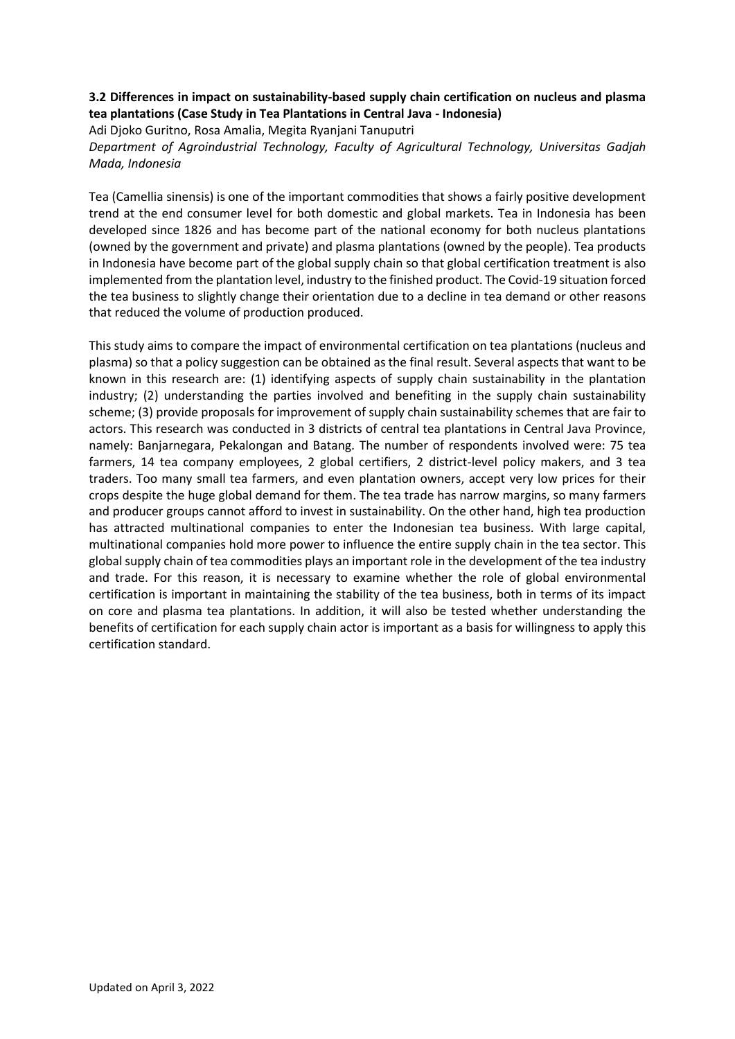### 3.2 Differences in impact on sustainability-based supply chain certification on nucleus and plasma tea plantations (Case Study in Tea Plantations in Central Java - Indonesia)

Adi Djoko Guritno, Rosa Amalia, Megita Ryanjani Tanuputri

*Department of Agroindustrial Technology, Faculty of Agricultural Technology, Universitas Gadjah Mada, Indonesia*

Tea (Camellia sinensis) is one of the important commodities that shows a fairly positive development trend at the end consumer level for both domestic and global markets. Tea in Indonesia has been developed since 1826 and has become part of the national economy for both nucleus plantations (owned by the government and private) and plasma plantations (owned by the people). Tea products in Indonesia have become part of the global supply chain so that global certification treatment is also implemented from the plantation level, industry to the finished product. The Covid-19 situation forced the tea business to slightly change their orientation due to a decline in tea demand or other reasons that reduced the volume of production produced.

This study aims to compare the impact of environmental certification on tea plantations (nucleus and plasma) so that a policy suggestion can be obtained as the final result. Several aspects that want to be known in this research are: (1) identifying aspects of supply chain sustainability in the plantation industry; (2) understanding the parties involved and benefiting in the supply chain sustainability scheme; (3) provide proposals for improvement of supply chain sustainability schemes that are fair to actors. This research was conducted in 3 districts of central tea plantations in Central Java Province, namely: Banjarnegara, Pekalongan and Batang. The number of respondents involved were: 75 tea farmers, 14 tea company employees, 2 global certifiers, 2 district-level policy makers, and 3 tea traders. Too many small tea farmers, and even plantation owners, accept very low prices for their crops despite the huge global demand for them. The tea trade has narrow margins, so many farmers and producer groups cannot afford to invest in sustainability. On the other hand, high tea production has attracted multinational companies to enter the Indonesian tea business. With large capital, multinational companies hold more power to influence the entire supply chain in the tea sector. This global supply chain of tea commodities plays an important role in the development of the tea industry and trade. For this reason, it is necessary to examine whether the role of global environmental certification is important in maintaining the stability of the tea business, both in terms of its impact on core and plasma tea plantations. In addition, it will also be tested whether understanding the benefits of certification for each supply chain actor is important as a basis for willingness to apply this certification standard.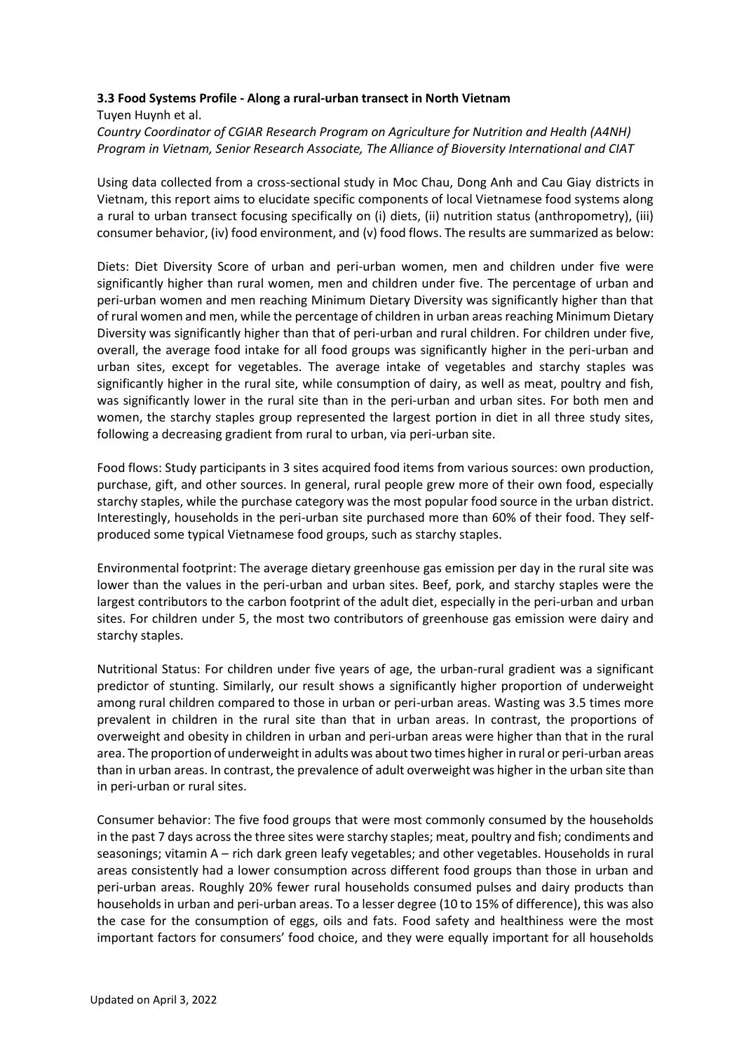### 3.3 Food Systems Profile - Along a rural-urban transect in North Vietnam

Tuyen Huynh et al.

*Country Coordinator of CGIAR Research Program on Agriculture for Nutrition and Health (A4NH) Program in Vietnam, Senior Research Associate, The Alliance of Bioversity International and CIAT*

Using data collected from a cross-sectional study in Moc Chau, Dong Anh and Cau Giay districts in Vietnam, this report aims to elucidate specific components of local Vietnamese food systems along a rural to urban transect focusing specifically on (i) diets, (ii) nutrition status (anthropometry), (iii) consumer behavior, (iv) food environment, and (v) food flows. The results are summarized as below:

Diets: Diet Diversity Score of urban and peri-urban women, men and children under five were significantly higher than rural women, men and children under five. The percentage of urban and peri-urban women and men reaching Minimum Dietary Diversity was significantly higher than that of rural women and men, while the percentage of children in urban areas reaching Minimum Dietary Diversity was significantly higher than that of peri-urban and rural children. For children under five, overall, the average food intake for all food groups was significantly higher in the peri-urban and urban sites, except for vegetables. The average intake of vegetables and starchy staples was significantly higher in the rural site, while consumption of dairy, as well as meat, poultry and fish, was significantly lower in the rural site than in the peri-urban and urban sites. For both men and women, the starchy staples group represented the largest portion in diet in all three study sites, following a decreasing gradient from rural to urban, via peri-urban site.

Food flows: Study participants in 3 sites acquired food items from various sources: own production, purchase, gift, and other sources. In general, rural people grew more of their own food, especially starchy staples, while the purchase category was the most popular food source in the urban district. Interestingly, households in the peri-urban site purchased more than 60% of their food. They self-produced some typical Vietnamese food groups, such as starchy staples.

Environmental footprint: The average dietary greenhouse gas emission per day in the rural site was lower than the values in the peri-urban and urban sites. Beef, pork, and starchy staples were the largest contributors to the carbon footprint of the adult diet, especially in the peri-urban and urban sites. For children under 5, the most two contributors of greenhouse gas emission were dairy and starchy staples.

Nutritional Status: For children under five years of age, the urban-rural gradient was a significant predictor of stunting. Similarly, our result shows a significantly higher proportion of underweight among rural children compared to those in urban or peri-urban areas. Wasting was 3.5 times more prevalent in children in the rural site than that in urban areas. In contrast, the proportions of overweight and obesity in children in urban and peri-urban areas were higher than that in the rural area. The proportion of underweight in adults was about two times higher in rural or peri-urban areas than in urban areas. In contrast, the prevalence of adult overweight was higher in the urban site than in peri-urban or rural sites.

Consumer behavior: The five food groups that were most commonly consumed by the households in the past 7 days across the three sites were starchy staples; meat, poultry and fish; condiments and seasonings; vitamin A – rich dark green leafy vegetables; and other vegetables. Households in rural areas consistently had a lower consumption across different food groups than those in urban and peri-urban areas. Roughly 20% fewer rural households consumed pulses and dairy products than households in urban and peri-urban areas. To a lesser degree (10 to 15% of difference), this was also the case for the consumption of eggs, oils and fats. Food safety and healthiness were the most important factors for consumers' food choice, and they were equally important for all households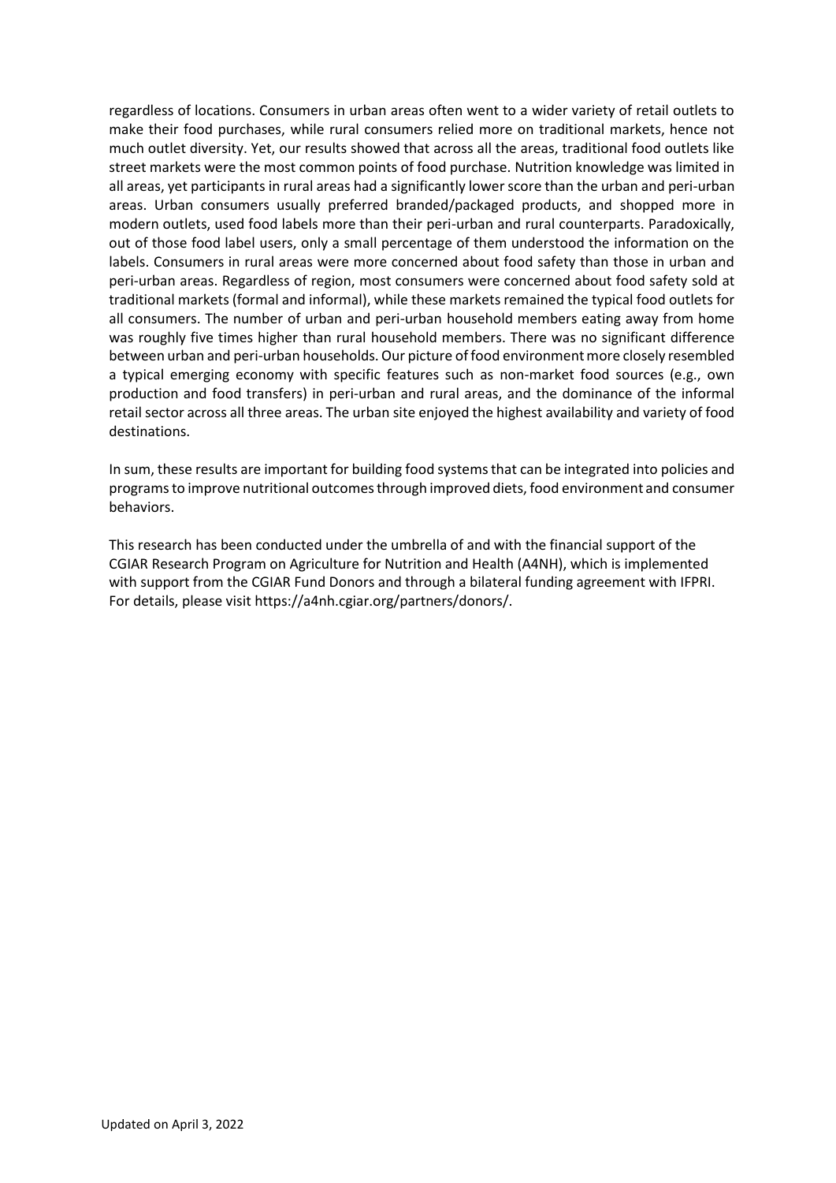regardless of locations. Consumers in urban areas often went to a wider variety of retail outlets to make their food purchases, while rural consumers relied more on traditional markets, hence not much outlet diversity. Yet, our results showed that across all the areas, traditional food outlets like street markets were the most common points of food purchase. Nutrition knowledge was limited in all areas, yet participants in rural areas had a significantly lower score than the urban and peri-urban areas. Urban consumers usually preferred branded/packaged products, and shopped more in modern outlets, used food labels more than their peri-urban and rural counterparts. Paradoxically, out of those food label users, only a small percentage of them understood the information on the labels. Consumers in rural areas were more concerned about food safety than those in urban and peri-urban areas. Regardless of region, most consumers were concerned about food safety sold at traditional markets (formal and informal), while these markets remained the typical food outlets for all consumers. The number of urban and peri-urban household members eating away from home was roughly five times higher than rural household members. There was no significant difference between urban and peri-urban households. Our picture of food environment more closely resembled a typical emerging economy with specific features such as non-market food sources (e.g., own production and food transfers) in peri-urban and rural areas, and the dominance of the informal retail sector across all three areas. The urban site enjoyed the highest availability and variety of food destinations.

In sum, these results are important for building food systems that can be integrated into policies and programs to improve nutritional outcomes through improved diets, food environment and consumer behaviors.

This research has been conducted under the umbrella of and with the financial support of the CGIAR Research Program on Agriculture for Nutrition and Health (A4NH), which is implemented with support from the CGIAR Fund Donors and through a bilateral funding agreement with IFPRI. For details, please visit https://a4nh.cgiar.org/partners/donors/.

Updated on April 3, 2022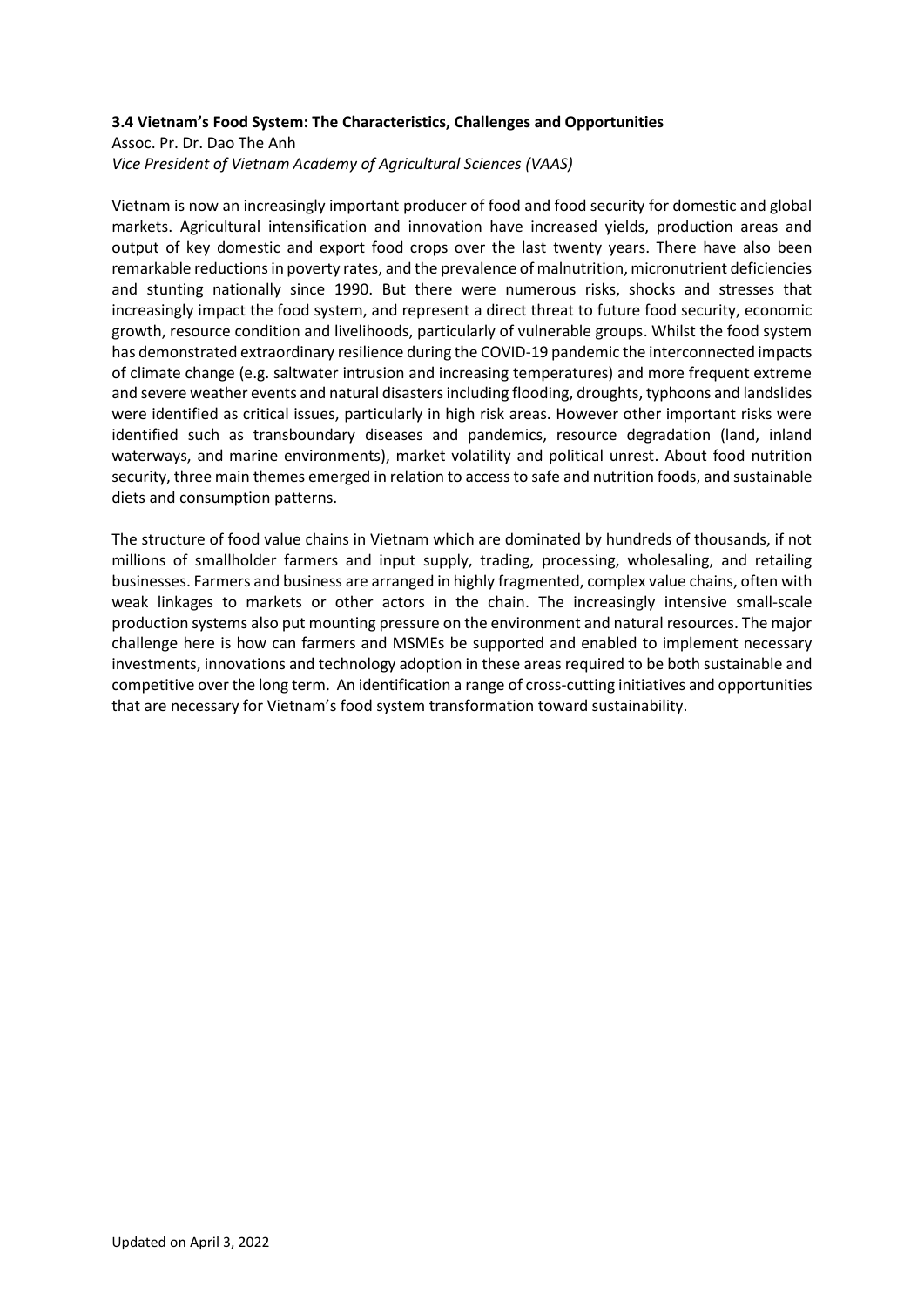### 3.4 Vietnam's Food System: The Characteristics, Challenges and Opportunities

Assoc. Pr. Dr. Dao The Anh

*Vice President of Vietnam Academy of Agricultural Sciences (VAAS)*

Vietnam is now an increasingly important producer of food and food security for domestic and global markets. Agricultural intensification and innovation have increased yields, production areas and output of key domestic and export food crops over the last twenty years. There have also been remarkable reductions in poverty rates, and the prevalence of malnutrition, micronutrient deficiencies and stunting nationally since 1990. But there were numerous risks, shocks and stresses that increasingly impact the food system, and represent a direct threat to future food security, economic growth, resource condition and livelihoods, particularly of vulnerable groups. Whilst the food system has demonstrated extraordinary resilience during the COVID-19 pandemic the interconnected impacts of climate change (e.g. saltwater intrusion and increasing temperatures) and more frequent extreme and severe weather events and natural disasters including flooding, droughts, typhoons and landslides were identified as critical issues, particularly in high risk areas. However other important risks were identified such as transboundary diseases and pandemics, resource degradation (land, inland waterways, and marine environments), market volatility and political unrest. About food nutrition security, three main themes emerged in relation to access to safe and nutrition foods, and sustainable diets and consumption patterns.

The structure of food value chains in Vietnam which are dominated by hundreds of thousands, if not millions of smallholder farmers and input supply, trading, processing, wholesaling, and retailing businesses. Farmers and business are arranged in highly fragmented, complex value chains, often with weak linkages to markets or other actors in the chain. The increasingly intensive small-scale production systems also put mounting pressure on the environment and natural resources. The major challenge here is how can farmers and MSMEs be supported and enabled to implement necessary investments, innovations and technology adoption in these areas required to be both sustainable and competitive over the long term. An identification a range of cross-cutting initiatives and opportunities that are necessary for Vietnam's food system transformation toward sustainability.

Updated on April 3, 2022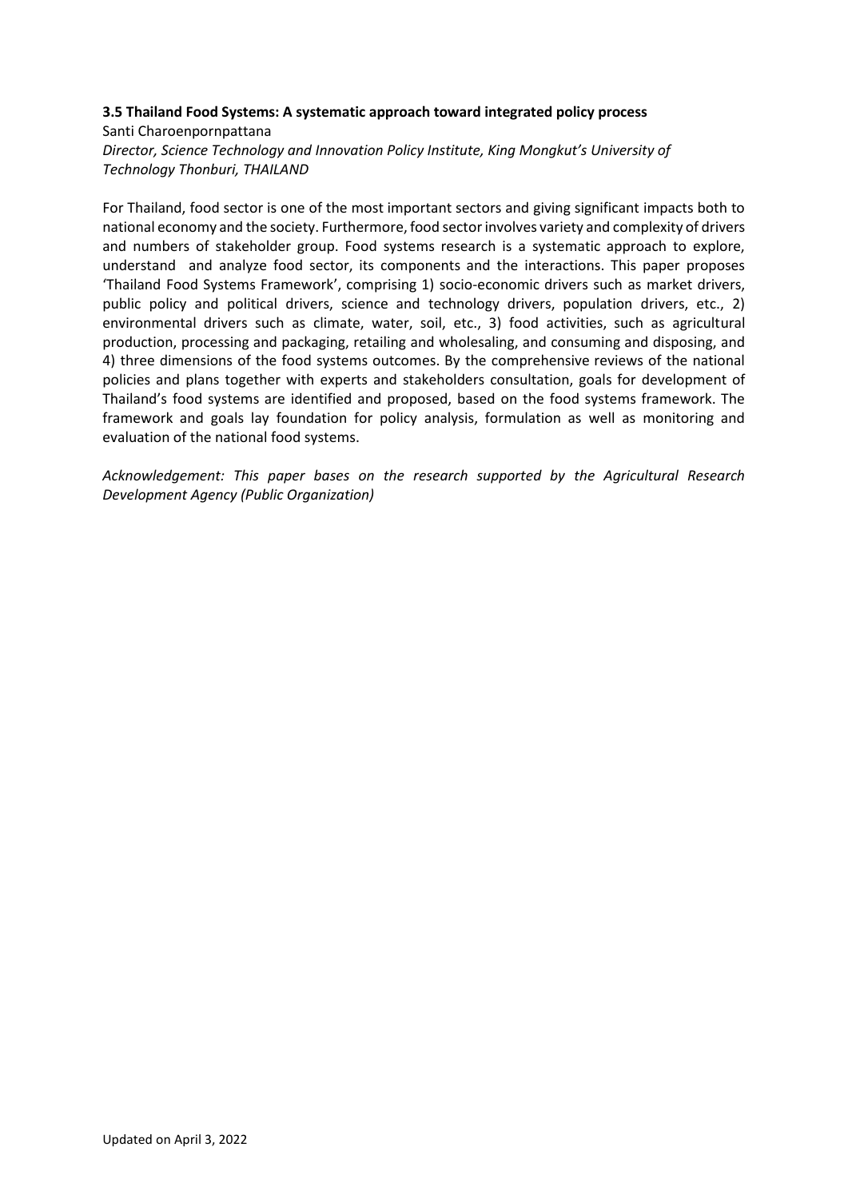**3.5 Thailand Food Systems: A systematic approach toward integrated policy process**

Santi Charoenpornpattana

*Director, Science Technology and Innovation Policy Institute, King Mongkut's University of Technology Thonburi, THAILAND*

For Thailand, food sector is one of the most important sectors and giving significant impacts both to national economy and the society. Furthermore, food sector involves variety and complexity of drivers and numbers of stakeholder group. Food systems research is a systematic approach to explore, understand and analyze food sector, its components and the interactions. This paper proposes 'Thailand Food Systems Framework', comprising 1) socio-economic drivers such as market drivers, public policy and political drivers, science and technology drivers, population drivers, etc., 2) environmental drivers such as climate, water, soil, etc., 3) food activities, such as agricultural production, processing and packaging, retailing and wholesaling, and consuming and disposing, and 4) three dimensions of the food systems outcomes. By the comprehensive reviews of the national policies and plans together with experts and stakeholders consultation, goals for development of Thailand's food systems are identified and proposed, based on the food systems framework. The framework and goals lay foundation for policy analysis, formulation as well as monitoring and evaluation of the national food systems.

*Acknowledgement: This paper bases on the research supported by the Agricultural Research Development Agency (Public Organization)*

Updated on April 3, 2022